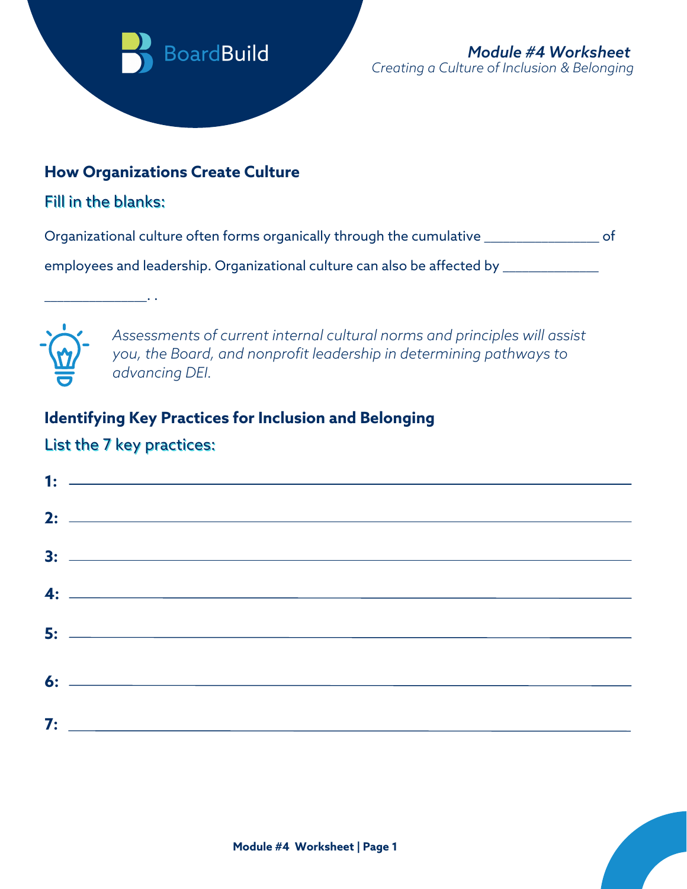BoardBuild

***Module #4 Worksheet***
*Creating a Culture of Inclusion & Belonging*

## How Organizations Create Culture

### Fill in the blanks:

Organizational culture often forms organically through the cumulative _______________ of employees and leadership. Organizational culture can also be affected by _____________ _____________. .

*Assessments of current internal cultural norms and principles will assist you, the Board, and nonprofit leadership in determining pathways to advancing DEI.*

## Identifying Key Practices for Inclusion and Belonging

### List the 7 key practices:

**1:** ____________________________________________

**2:** ____________________________________________

**3:** ____________________________________________

**4:** ____________________________________________

**5:** ____________________________________________

**6:** ____________________________________________

**7:** ____________________________________________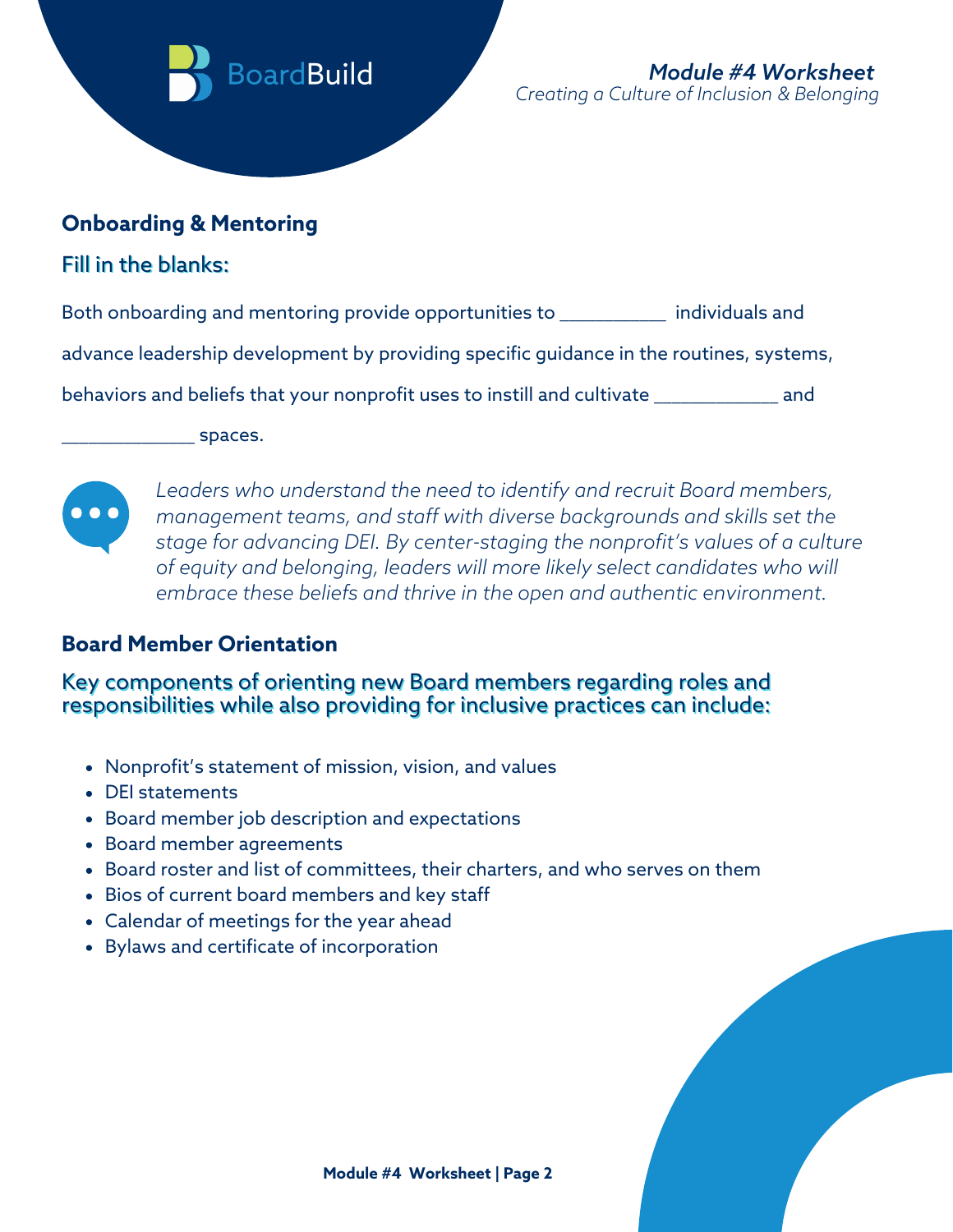## Onboarding & Mentoring

### Fill in the blanks:

Both onboarding and mentoring provide opportunities to __________ individuals and advance leadership development by providing specific guidance in the routines, systems, behaviors and beliefs that your nonprofit uses to instill and cultivate ___________ and ____________ spaces.

*Leaders who understand the need to identify and recruit Board members, management teams, and staff with diverse backgrounds and skills set the stage for advancing DEI. By center-staging the nonprofit's values of a culture of equity and belonging, leaders will more likely select candidates who will embrace these beliefs and thrive in the open and authentic environment.*

## Board Member Orientation

### Key components of orienting new Board members regarding roles and responsibilities while also providing for inclusive practices can include:

- Nonprofit's statement of mission, vision, and values
- DEI statements
- Board member job description and expectations
- Board member agreements
- Board roster and list of committees, their charters, and who serves on them
- Bios of current board members and key staff
- Calendar of meetings for the year ahead
- Bylaws and certificate of incorporation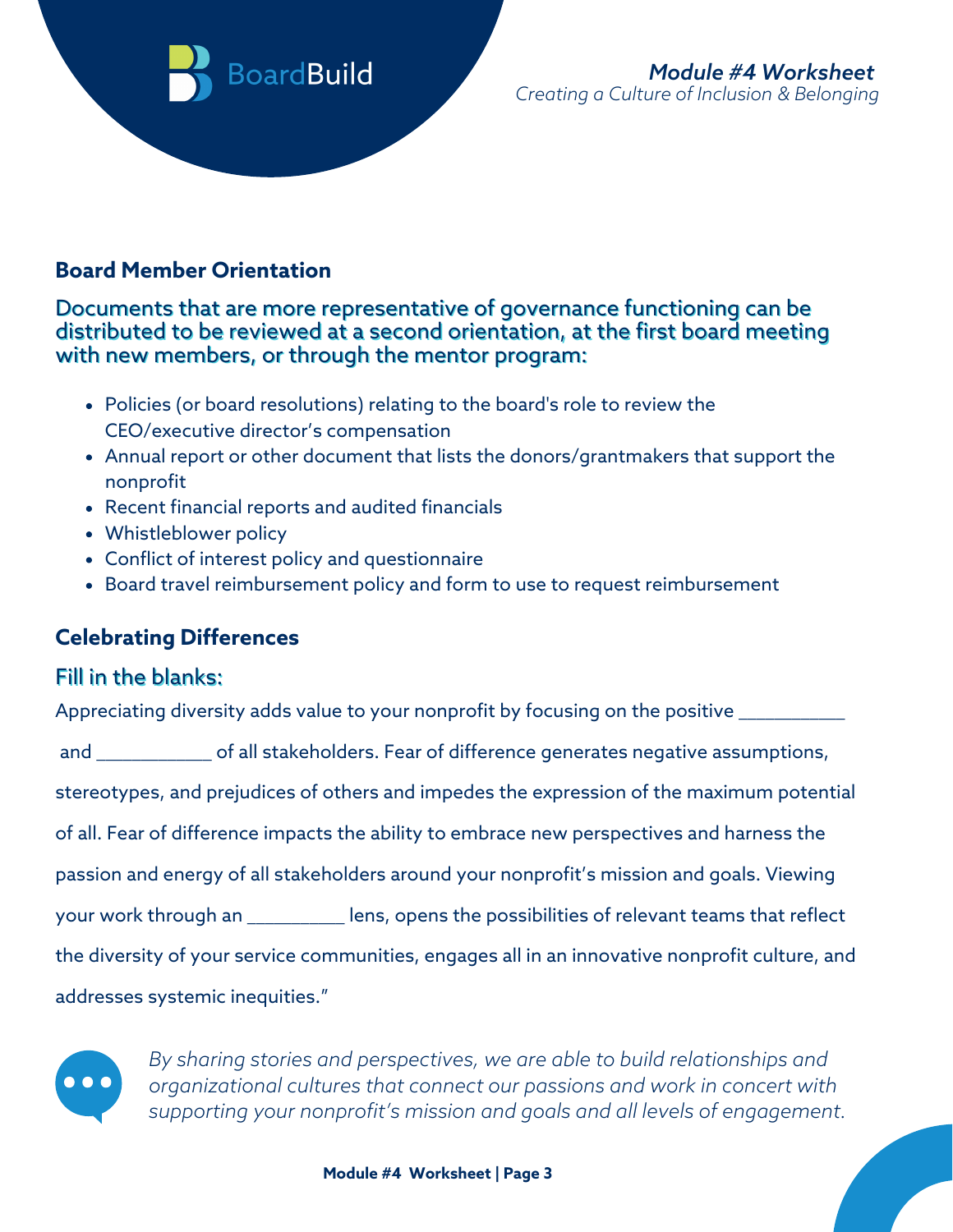## Board Member Orientation

### Documents that are more representative of governance functioning can be distributed to be reviewed at a second orientation, at the first board meeting with new members, or through the mentor program:

- Policies (or board resolutions) relating to the board's role to review the CEO/executive director's compensation
- Annual report or other document that lists the donors/grantmakers that support the nonprofit
- Recent financial reports and audited financials
- Whistleblower policy
- Conflict of interest policy and questionnaire
- Board travel reimbursement policy and form to use to request reimbursement

## Celebrating Differences

### Fill in the blanks:

Appreciating diversity adds value to your nonprofit by focusing on the positive __________ and ___________ of all stakeholders. Fear of difference generates negative assumptions, stereotypes, and prejudices of others and impedes the expression of the maximum potential of all. Fear of difference impacts the ability to embrace new perspectives and harness the passion and energy of all stakeholders around your nonprofit's mission and goals. Viewing your work through an _________ lens, opens the possibilities of relevant teams that reflect the diversity of your service communities, engages all in an innovative nonprofit culture, and addresses systemic inequities."

*By sharing stories and perspectives, we are able to build relationships and organizational cultures that connect our passions and work in concert with supporting your nonprofit's mission and goals and all levels of engagement.*